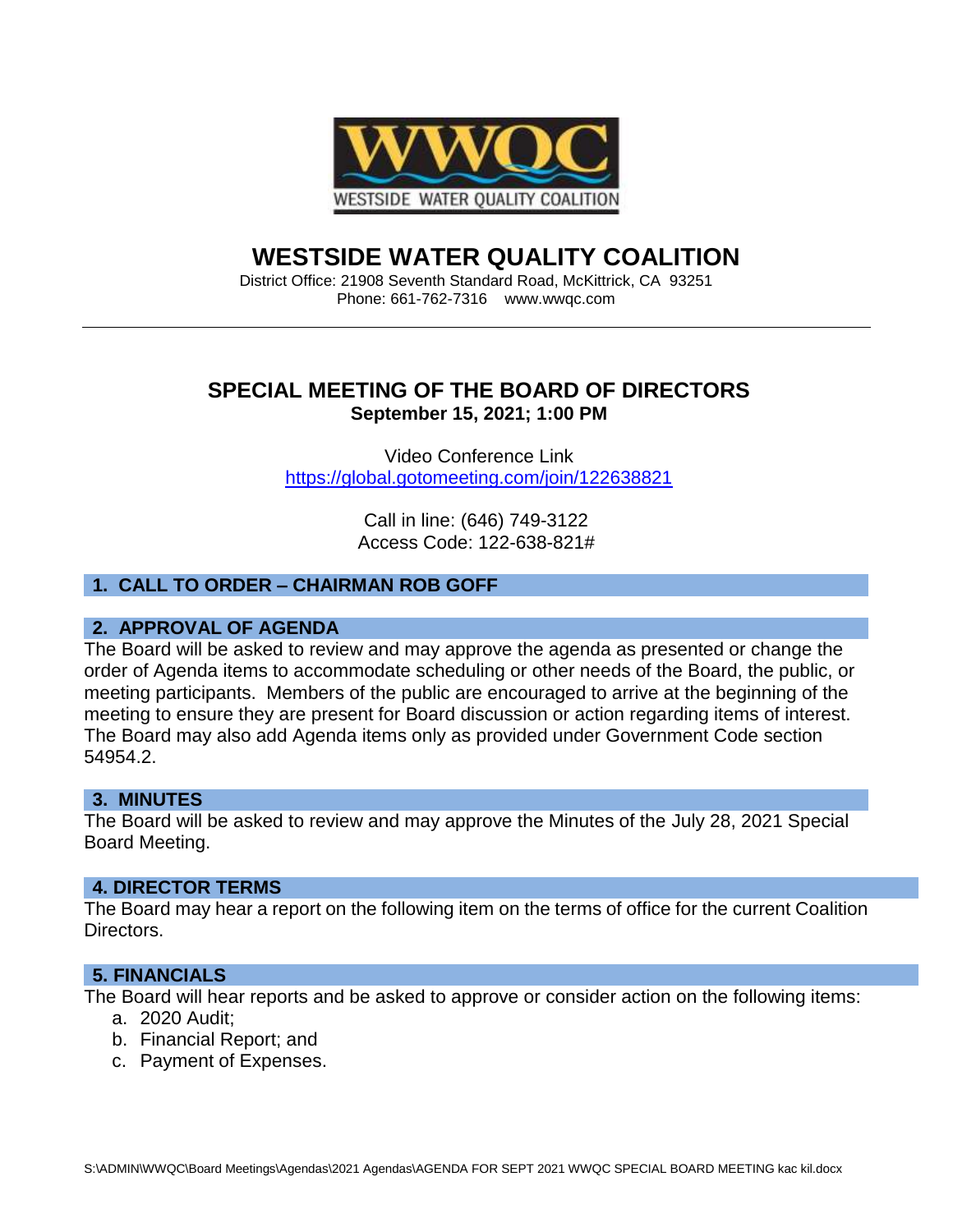WWQC
WESTSIDE WATER QUALITY COALITION

# WESTSIDE WATER QUALITY COALITION

District Office: 21908 Seventh Standard Road, McKittrick, CA 93251
Phone: 661-762-7316 www.wwqc.com

---

## SPECIAL MEETING OF THE BOARD OF DIRECTORS

**September 15, 2021; 1:00 PM**

Video Conference Link
https://global.gotomeeting.com/join/122638821

Call in line: (646) 749-3122
Access Code: 122-638-821#

### 1. CALL TO ORDER – CHAIRMAN ROB GOFF

### 2. APPROVAL OF AGENDA

The Board will be asked to review and may approve the agenda as presented or change the order of Agenda items to accommodate scheduling or other needs of the Board, the public, or meeting participants. Members of the public are encouraged to arrive at the beginning of the meeting to ensure they are present for Board discussion or action regarding items of interest. The Board may also add Agenda items only as provided under Government Code section 54954.2.

### 3. MINUTES

The Board will be asked to review and may approve the Minutes of the July 28, 2021 Special Board Meeting.

### 4. DIRECTOR TERMS

The Board may hear a report on the following item on the terms of office for the current Coalition Directors.

### 5. FINANCIALS

The Board will hear reports and be asked to approve or consider action on the following items:

a. 2020 Audit;
b. Financial Report; and
c. Payment of Expenses.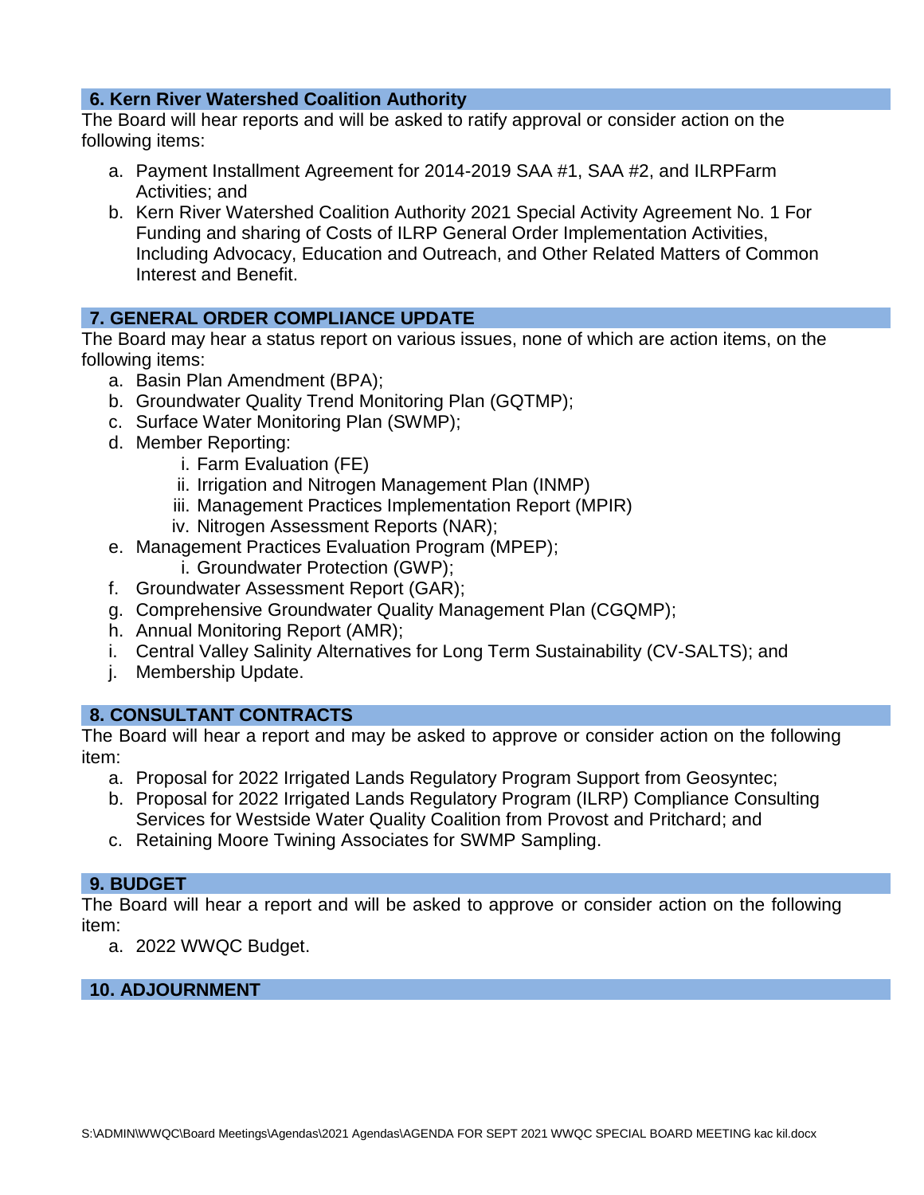## 6. Kern River Watershed Coalition Authority

The Board will hear reports and will be asked to ratify approval or consider action on the following items:

a. Payment Installment Agreement for 2014-2019 SAA #1, SAA #2, and ILRPFarm Activities; and
b. Kern River Watershed Coalition Authority 2021 Special Activity Agreement No. 1 For Funding and sharing of Costs of ILRP General Order Implementation Activities, Including Advocacy, Education and Outreach, and Other Related Matters of Common Interest and Benefit.

## 7. GENERAL ORDER COMPLIANCE UPDATE

The Board may hear a status report on various issues, none of which are action items, on the following items:

a. Basin Plan Amendment (BPA);
b. Groundwater Quality Trend Monitoring Plan (GQTMP);
c. Surface Water Monitoring Plan (SWMP);
d. Member Reporting:
    i. Farm Evaluation (FE)
    ii. Irrigation and Nitrogen Management Plan (INMP)
    iii. Management Practices Implementation Report (MPIR)
    iv. Nitrogen Assessment Reports (NAR);
e. Management Practices Evaluation Program (MPEP);
    i. Groundwater Protection (GWP);
f. Groundwater Assessment Report (GAR);
g. Comprehensive Groundwater Quality Management Plan (CGQMP);
h. Annual Monitoring Report (AMR);
i. Central Valley Salinity Alternatives for Long Term Sustainability (CV-SALTS); and
j. Membership Update.

## 8. CONSULTANT CONTRACTS

The Board will hear a report and may be asked to approve or consider action on the following item:

a. Proposal for 2022 Irrigated Lands Regulatory Program Support from Geosyntec;
b. Proposal for 2022 Irrigated Lands Regulatory Program (ILRP) Compliance Consulting Services for Westside Water Quality Coalition from Provost and Pritchard; and
c. Retaining Moore Twining Associates for SWMP Sampling.

## 9. BUDGET

The Board will hear a report and will be asked to approve or consider action on the following item:

a. 2022 WWQC Budget.

## 10. ADJOURNMENT